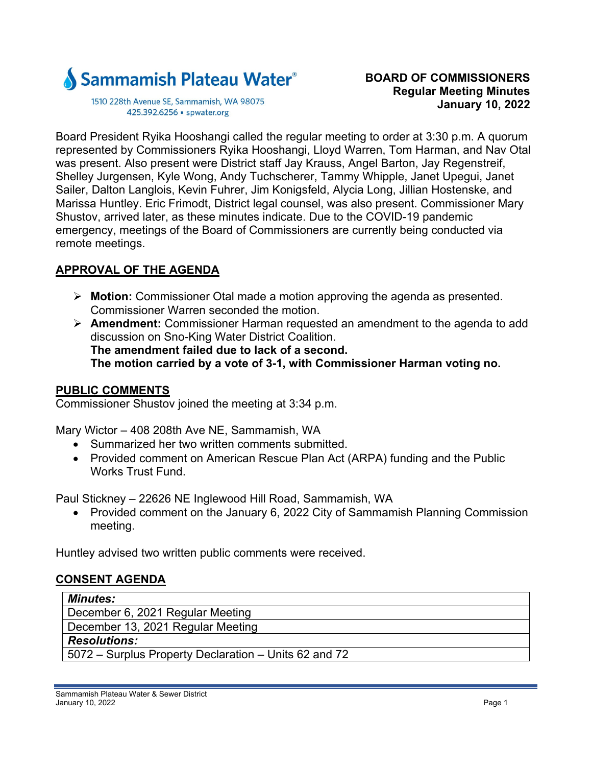Sammamish Plateau Water®

1510 228th Avenue SE, Sammamish, WA 98075
425.392.6256 ▪ spwater.org

**BOARD OF COMMISSIONERS**
**Regular Meeting Minutes**
**January 10, 2022**

Board President Ryika Hooshangi called the regular meeting to order at 3:30 p.m. A quorum represented by Commissioners Ryika Hooshangi, Lloyd Warren, Tom Harman, and Nav Otal was present. Also present were District staff Jay Krauss, Angel Barton, Jay Regenstreif, Shelley Jurgensen, Kyle Wong, Andy Tuchscherer, Tammy Whipple, Janet Upegui, Janet Sailer, Dalton Langlois, Kevin Fuhrer, Jim Konigsfeld, Alycia Long, Jillian Hostenske, and Marissa Huntley. Eric Frimodt, District legal counsel, was also present. Commissioner Mary Shustov, arrived later, as these minutes indicate. Due to the COVID-19 pandemic emergency, meetings of the Board of Commissioners are currently being conducted via remote meetings.

## APPROVAL OF THE AGENDA

- **Motion:** Commissioner Otal made a motion approving the agenda as presented. Commissioner Warren seconded the motion.
- **Amendment:** Commissioner Harman requested an amendment to the agenda to add discussion on Sno-King Water District Coalition.
  **The amendment failed due to lack of a second.**
  **The motion carried by a vote of 3-1, with Commissioner Harman voting no.**

## PUBLIC COMMENTS

Commissioner Shustov joined the meeting at 3:34 p.m.

Mary Wictor – 408 208th Ave NE, Sammamish, WA

- Summarized her two written comments submitted.
- Provided comment on American Rescue Plan Act (ARPA) funding and the Public Works Trust Fund.

Paul Stickney – 22626 NE Inglewood Hill Road, Sammamish, WA

- Provided comment on the January 6, 2022 City of Sammamish Planning Commission meeting.

Huntley advised two written public comments were received.

## CONSENT AGENDA

| ***Minutes:*** |
| --- |
| December 6, 2021 Regular Meeting |
| December 13, 2021 Regular Meeting |
| ***Resolutions:*** |
| 5072 – Surplus Property Declaration – Units 62 and 72 |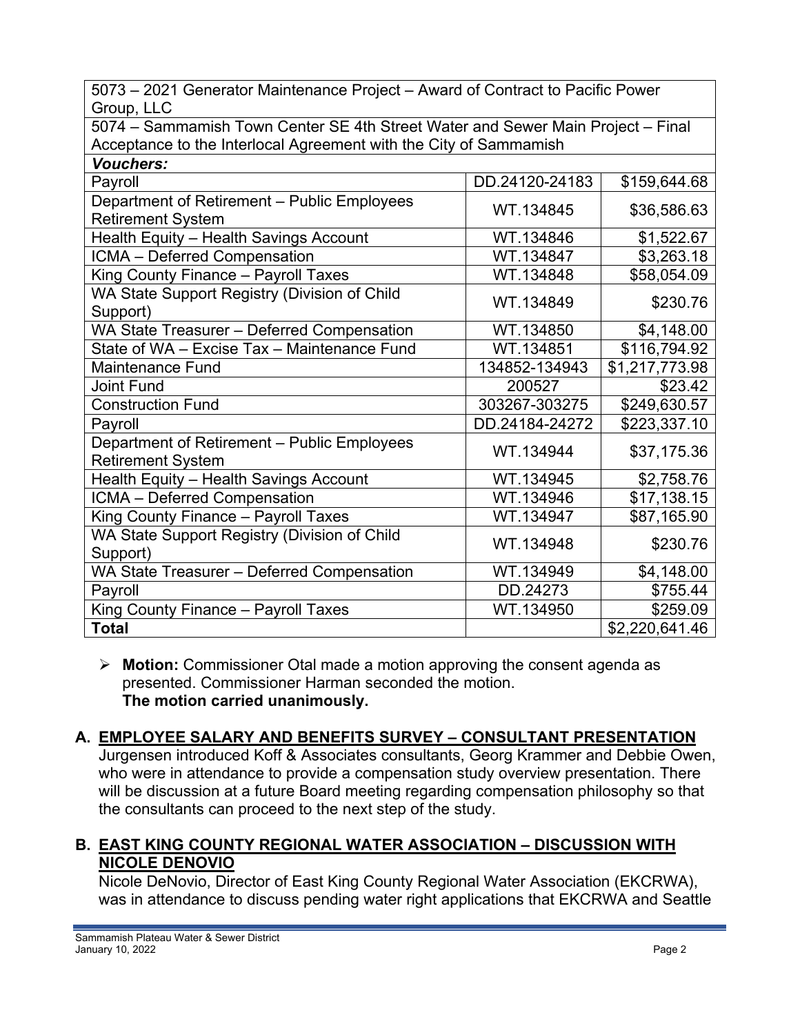| | | |
|---|---|---|
| 5073 – 2021 Generator Maintenance Project – Award of Contract to Pacific Power Group, LLC | | |
| 5074 – Sammamish Town Center SE 4th Street Water and Sewer Main Project – Final Acceptance to the Interlocal Agreement with the City of Sammamish | | |
| ***Vouchers:*** | | |
| Payroll | DD.24120-24183 | $159,644.68 |
| Department of Retirement – Public Employees Retirement System | WT.134845 | $36,586.63 |
| Health Equity – Health Savings Account | WT.134846 | $1,522.67 |
| ICMA – Deferred Compensation | WT.134847 | $3,263.18 |
| King County Finance – Payroll Taxes | WT.134848 | $58,054.09 |
| WA State Support Registry (Division of Child Support) | WT.134849 | $230.76 |
| WA State Treasurer – Deferred Compensation | WT.134850 | $4,148.00 |
| State of WA – Excise Tax – Maintenance Fund | WT.134851 | $116,794.92 |
| Maintenance Fund | 134852-134943 | $1,217,773.98 |
| Joint Fund | 200527 | $23.42 |
| Construction Fund | 303267-303275 | $249,630.57 |
| Payroll | DD.24184-24272 | $223,337.10 |
| Department of Retirement – Public Employees Retirement System | WT.134944 | $37,175.36 |
| Health Equity – Health Savings Account | WT.134945 | $2,758.76 |
| ICMA – Deferred Compensation | WT.134946 | $17,138.15 |
| King County Finance – Payroll Taxes | WT.134947 | $87,165.90 |
| WA State Support Registry (Division of Child Support) | WT.134948 | $230.76 |
| WA State Treasurer – Deferred Compensation | WT.134949 | $4,148.00 |
| Payroll | DD.24273 | $755.44 |
| King County Finance – Payroll Taxes | WT.134950 | $259.09 |
| **Total** | | $2,220,641.46 |

- **Motion:** Commissioner Otal made a motion approving the consent agenda as presented. Commissioner Harman seconded the motion.
  **The motion carried unanimously.**

## A. EMPLOYEE SALARY AND BENEFITS SURVEY – CONSULTANT PRESENTATION

Jurgensen introduced Koff & Associates consultants, Georg Krammer and Debbie Owen, who were in attendance to provide a compensation study overview presentation. There will be discussion at a future Board meeting regarding compensation philosophy so that the consultants can proceed to the next step of the study.

## B. EAST KING COUNTY REGIONAL WATER ASSOCIATION – DISCUSSION WITH NICOLE DENOVIO

Nicole DeNovio, Director of East King County Regional Water Association (EKCRWA), was in attendance to discuss pending water right applications that EKCRWA and Seattle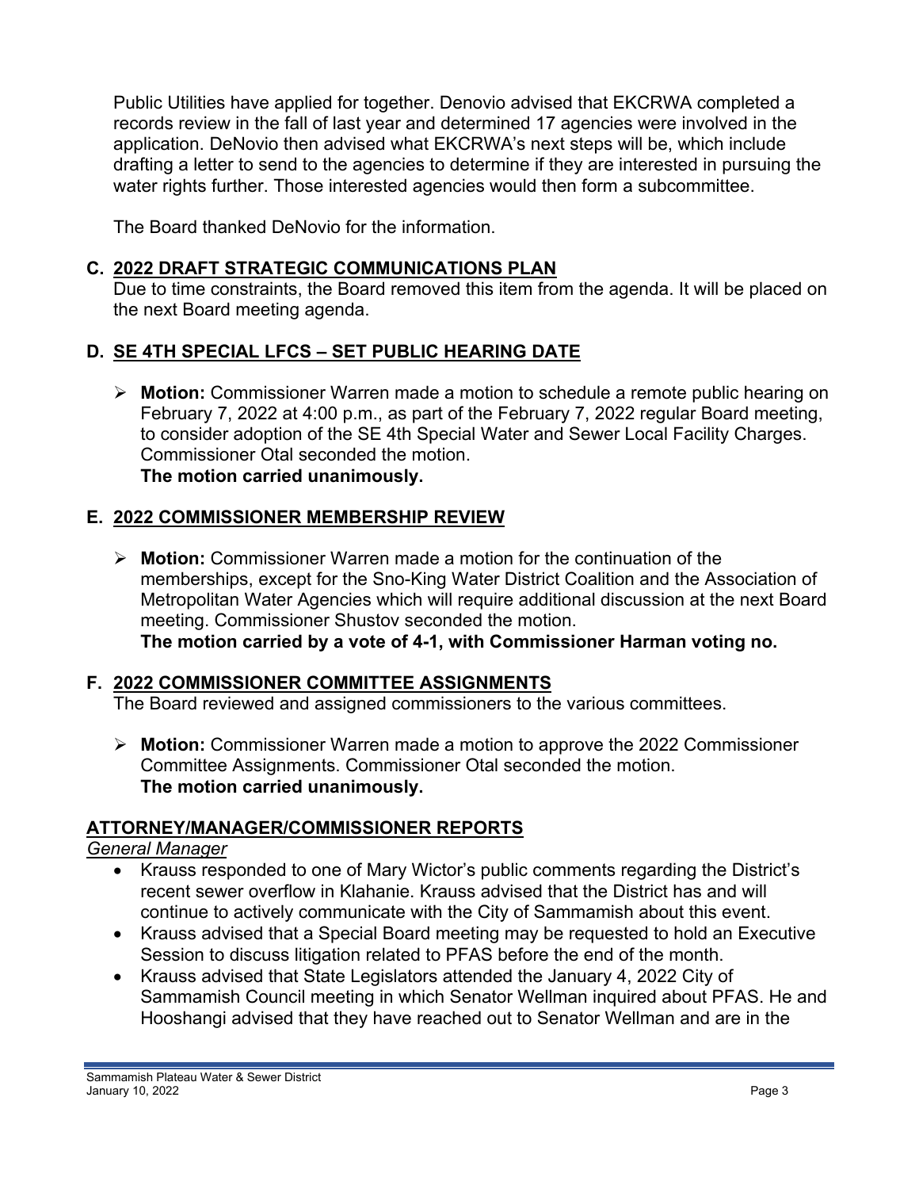Public Utilities have applied for together. Denovio advised that EKCRWA completed a records review in the fall of last year and determined 17 agencies were involved in the application. DeNovio then advised what EKCRWA's next steps will be, which include drafting a letter to send to the agencies to determine if they are interested in pursuing the water rights further. Those interested agencies would then form a subcommittee.

The Board thanked DeNovio for the information.

### C. 2022 DRAFT STRATEGIC COMMUNICATIONS PLAN

Due to time constraints, the Board removed this item from the agenda. It will be placed on the next Board meeting agenda.

### D. SE 4TH SPECIAL LFCS – SET PUBLIC HEARING DATE

- **Motion:** Commissioner Warren made a motion to schedule a remote public hearing on February 7, 2022 at 4:00 p.m., as part of the February 7, 2022 regular Board meeting, to consider adoption of the SE 4th Special Water and Sewer Local Facility Charges. Commissioner Otal seconded the motion.
  **The motion carried unanimously.**

### E. 2022 COMMISSIONER MEMBERSHIP REVIEW

- **Motion:** Commissioner Warren made a motion for the continuation of the memberships, except for the Sno-King Water District Coalition and the Association of Metropolitan Water Agencies which will require additional discussion at the next Board meeting. Commissioner Shustov seconded the motion.
  **The motion carried by a vote of 4-1, with Commissioner Harman voting no.**

### F. 2022 COMMISSIONER COMMITTEE ASSIGNMENTS

The Board reviewed and assigned commissioners to the various committees.

- **Motion:** Commissioner Warren made a motion to approve the 2022 Commissioner Committee Assignments. Commissioner Otal seconded the motion.
  **The motion carried unanimously.**

## ATTORNEY/MANAGER/COMMISSIONER REPORTS

*General Manager*

- Krauss responded to one of Mary Wictor's public comments regarding the District's recent sewer overflow in Klahanie. Krauss advised that the District has and will continue to actively communicate with the City of Sammamish about this event.
- Krauss advised that a Special Board meeting may be requested to hold an Executive Session to discuss litigation related to PFAS before the end of the month.
- Krauss advised that State Legislators attended the January 4, 2022 City of Sammamish Council meeting in which Senator Wellman inquired about PFAS. He and Hooshangi advised that they have reached out to Senator Wellman and are in the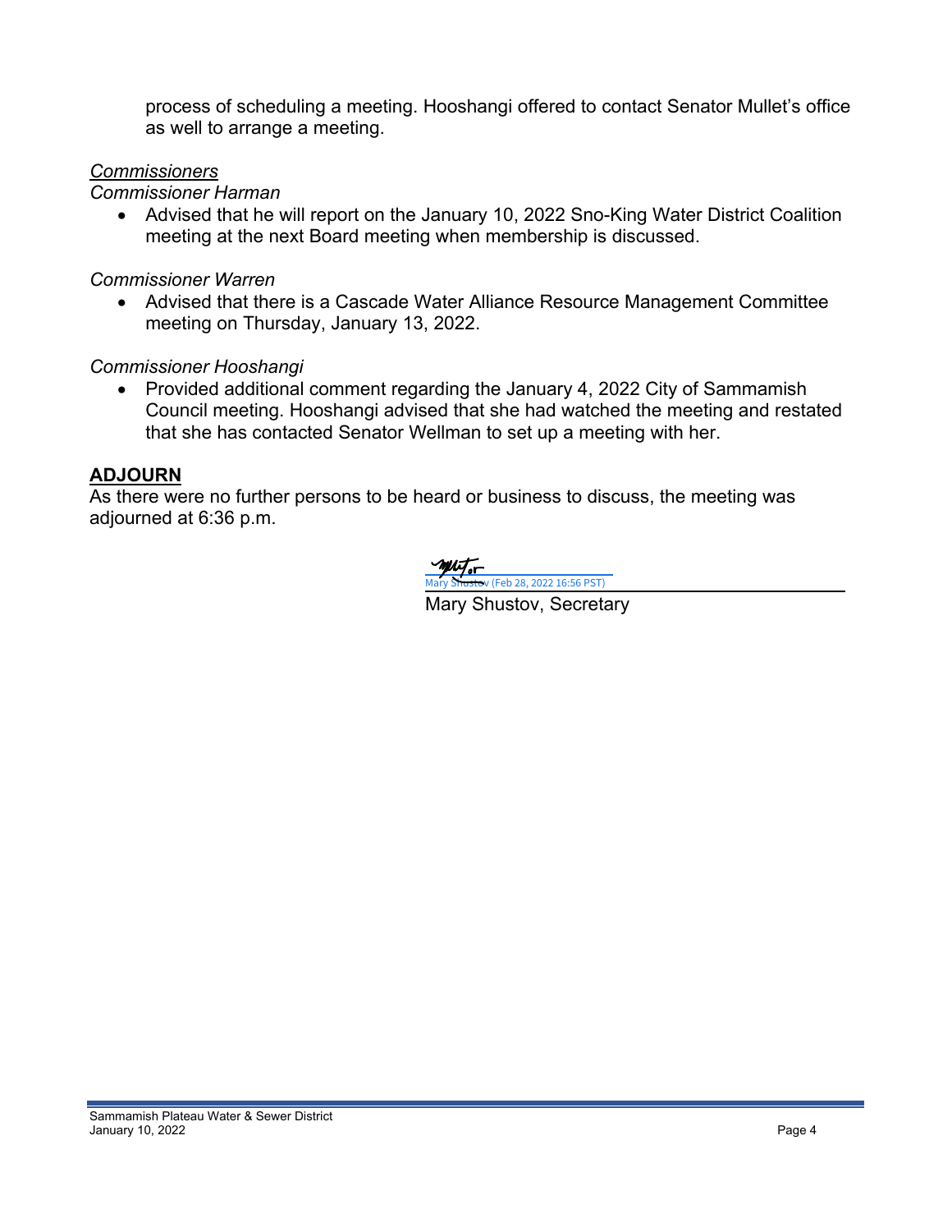process of scheduling a meeting. Hooshangi offered to contact Senator Mullet's office as well to arrange a meeting.

*Commissioners*

*Commissioner Harman*

- Advised that he will report on the January 10, 2022 Sno-King Water District Coalition meeting at the next Board meeting when membership is discussed.

*Commissioner Warren*

- Advised that there is a Cascade Water Alliance Resource Management Committee meeting on Thursday, January 13, 2022.

*Commissioner Hooshangi*

- Provided additional comment regarding the January 4, 2022 City of Sammamish Council meeting. Hooshangi advised that she had watched the meeting and restated that she has contacted Senator Wellman to set up a meeting with her.

## ADJOURN

As there were no further persons to be heard or business to discuss, the meeting was adjourned at 6:36 p.m.

Mary Shustov (Feb 28, 2022 16:56 PST)

Mary Shustov, Secretary